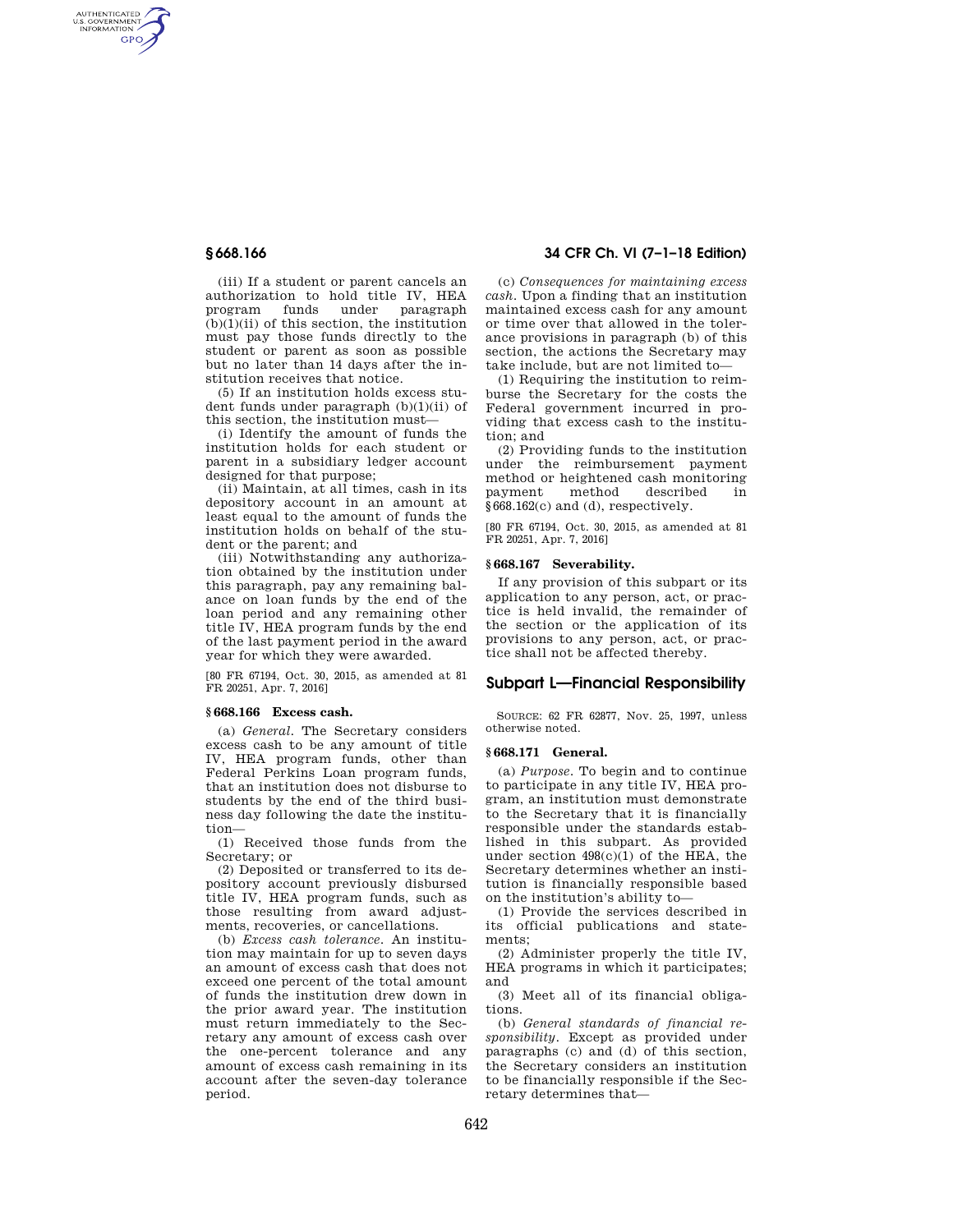(iii) If a student or parent cancels an authorization to hold title IV, HEA program funds under paragraph (b)(1)(ii) of this section, the institution must pay those funds directly to the student or parent as soon as possible but no later than 14 days after the institution receives that notice.

(5) If an institution holds excess student funds under paragraph (b)(1)(ii) of this section, the institution must—

(i) Identify the amount of funds the institution holds for each student or parent in a subsidiary ledger account designed for that purpose;

(ii) Maintain, at all times, cash in its depository account in an amount at least equal to the amount of funds the institution holds on behalf of the student or the parent; and

(iii) Notwithstanding any authorization obtained by the institution under this paragraph, pay any remaining balance on loan funds by the end of the loan period and any remaining other title IV, HEA program funds by the end of the last payment period in the award year for which they were awarded.

[80 FR 67194, Oct. 30, 2015, as amended at 81 FR 20251, Apr. 7, 2016]

### § 668.166 Excess cash.

(a) *General.* The Secretary considers excess cash to be any amount of title IV, HEA program funds, other than Federal Perkins Loan program funds, that an institution does not disburse to students by the end of the third business day following the date the institution—

(1) Received those funds from the Secretary; or

(2) Deposited or transferred to its depository account previously disbursed title IV, HEA program funds, such as those resulting from award adjustments, recoveries, or cancellations.

(b) *Excess cash tolerance.* An institution may maintain for up to seven days an amount of excess cash that does not exceed one percent of the total amount of funds the institution drew down in the prior award year. The institution must return immediately to the Secretary any amount of excess cash over the one-percent tolerance and any amount of excess cash remaining in its account after the seven-day tolerance period.

(c) *Consequences for maintaining excess cash.* Upon a finding that an institution maintained excess cash for any amount or time over that allowed in the tolerance provisions in paragraph (b) of this section, the actions the Secretary may take include, but are not limited to—

(1) Requiring the institution to reimburse the Secretary for the costs the Federal government incurred in providing that excess cash to the institution; and

(2) Providing funds to the institution under the reimbursement payment method or heightened cash monitoring payment method described in § 668.162(c) and (d), respectively.

[80 FR 67194, Oct. 30, 2015, as amended at 81 FR 20251, Apr. 7, 2016]

### § 668.167 Severability.

If any provision of this subpart or its application to any person, act, or practice is held invalid, the remainder of the section or the application of its provisions to any person, act, or practice shall not be affected thereby.

## Subpart L—Financial Responsibility

SOURCE: 62 FR 62877, Nov. 25, 1997, unless otherwise noted.

### § 668.171 General.

(a) *Purpose.* To begin and to continue to participate in any title IV, HEA program, an institution must demonstrate to the Secretary that it is financially responsible under the standards established in this subpart. As provided under section 498(c)(1) of the HEA, the Secretary determines whether an institution is financially responsible based on the institution's ability to—

(1) Provide the services described in its official publications and statements;

(2) Administer properly the title IV, HEA programs in which it participates; and

(3) Meet all of its financial obligations.

(b) *General standards of financial responsibility.* Except as provided under paragraphs (c) and (d) of this section, the Secretary considers an institution to be financially responsible if the Secretary determines that—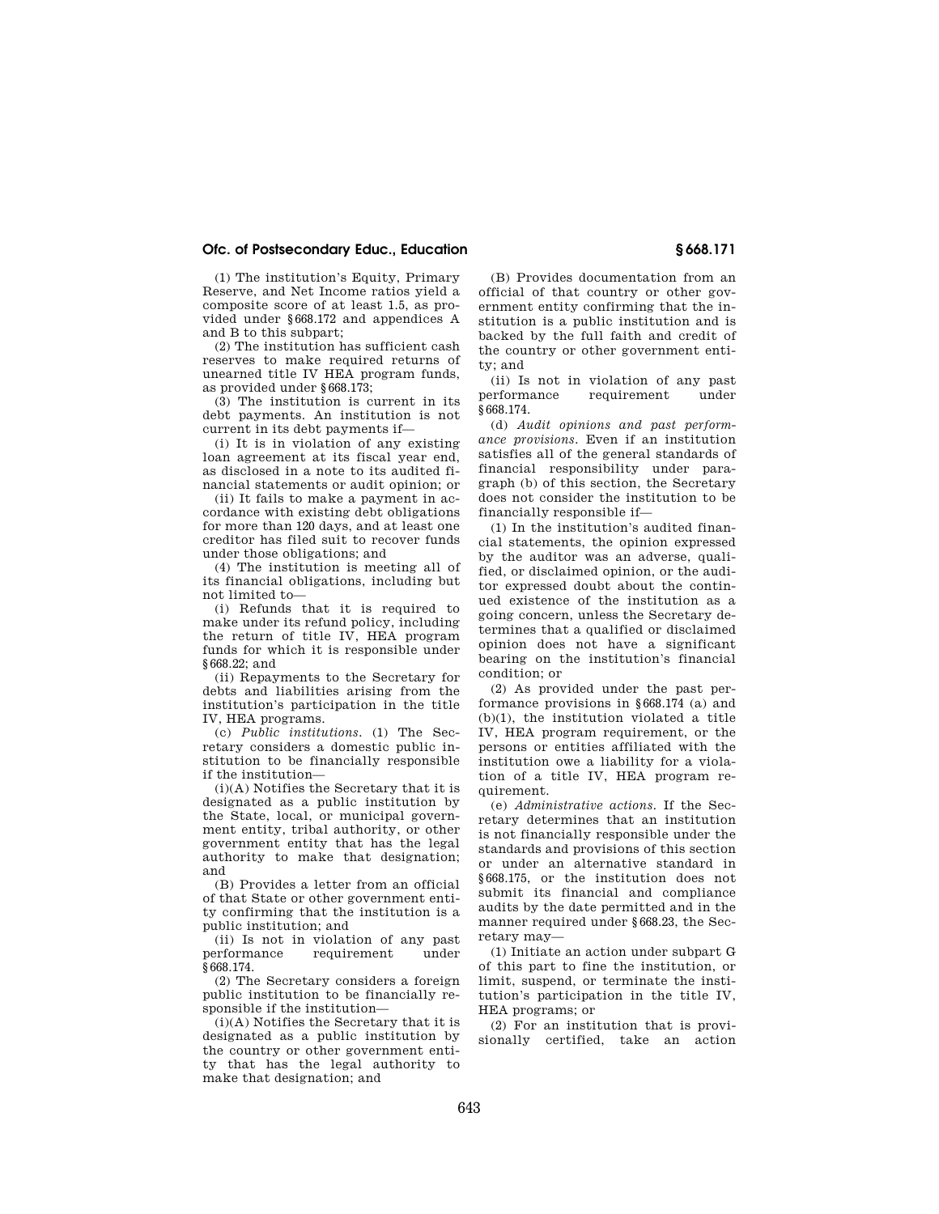(1) The institution's Equity, Primary Reserve, and Net Income ratios yield a composite score of at least 1.5, as provided under §668.172 and appendices A and B to this subpart;

(2) The institution has sufficient cash reserves to make required returns of unearned title IV HEA program funds, as provided under §668.173;

(3) The institution is current in its debt payments. An institution is not current in its debt payments if—

(i) It is in violation of any existing loan agreement at its fiscal year end, as disclosed in a note to its audited financial statements or audit opinion; or

(ii) It fails to make a payment in accordance with existing debt obligations for more than 120 days, and at least one creditor has filed suit to recover funds under those obligations; and

(4) The institution is meeting all of its financial obligations, including but not limited to—

(i) Refunds that it is required to make under its refund policy, including the return of title IV, HEA program funds for which it is responsible under §668.22; and

(ii) Repayments to the Secretary for debts and liabilities arising from the institution's participation in the title IV, HEA programs.

(c) *Public institutions.* (1) The Secretary considers a domestic public institution to be financially responsible if the institution—

(i)(A) Notifies the Secretary that it is designated as a public institution by the State, local, or municipal government entity, tribal authority, or other government entity that has the legal authority to make that designation; and

(B) Provides a letter from an official of that State or other government entity confirming that the institution is a public institution; and

(ii) Is not in violation of any past performance requirement under §668.174.

(2) The Secretary considers a foreign public institution to be financially responsible if the institution—

(i)(A) Notifies the Secretary that it is designated as a public institution by the country or other government entity that has the legal authority to make that designation; and

(B) Provides documentation from an official of that country or other government entity confirming that the institution is a public institution and is backed by the full faith and credit of the country or other government entity; and

(ii) Is not in violation of any past performance requirement under §668.174.

(d) *Audit opinions and past performance provisions.* Even if an institution satisfies all of the general standards of financial responsibility under paragraph (b) of this section, the Secretary does not consider the institution to be financially responsible if—

(1) In the institution's audited financial statements, the opinion expressed by the auditor was an adverse, qualified, or disclaimed opinion, or the auditor expressed doubt about the continued existence of the institution as a going concern, unless the Secretary determines that a qualified or disclaimed opinion does not have a significant bearing on the institution's financial condition; or

(2) As provided under the past performance provisions in §668.174 (a) and (b)(1), the institution violated a title IV, HEA program requirement, or the persons or entities affiliated with the institution owe a liability for a violation of a title IV, HEA program requirement.

(e) *Administrative actions.* If the Secretary determines that an institution is not financially responsible under the standards and provisions of this section or under an alternative standard in §668.175, or the institution does not submit its financial and compliance audits by the date permitted and in the manner required under §668.23, the Secretary may—

(1) Initiate an action under subpart G of this part to fine the institution, or limit, suspend, or terminate the institution's participation in the title IV, HEA programs; or

(2) For an institution that is provisionally certified, take an action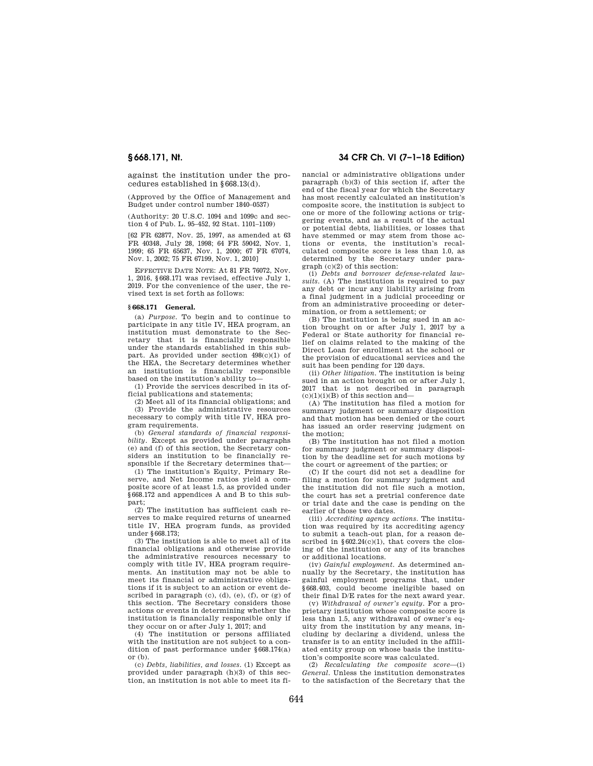against the institution under the procedures established in §668.13(d).

(Approved by the Office of Management and Budget under control number 1840–0537)

(Authority: 20 U.S.C. 1094 and 1099c and section 4 of Pub. L. 95–452, 92 Stat. 1101–1109)

[62 FR 62877, Nov. 25, 1997, as amended at 63 FR 40348, July 28, 1998; 64 FR 59042, Nov. 1, 1999; 65 FR 65637, Nov. 1, 2000; 67 FR 67074, Nov. 1, 2002; 75 FR 67199, Nov. 1, 2010]

EFFECTIVE DATE NOTE: At 81 FR 76072, Nov. 1, 2016, §668.171 was revised, effective July 1, 2019. For the convenience of the user, the revised text is set forth as follows:

**§ 668.171 General.**

(a) *Purpose.* To begin and to continue to participate in any title IV, HEA program, an institution must demonstrate to the Secretary that it is financially responsible under the standards established in this subpart. As provided under section 498(c)(1) of the HEA, the Secretary determines whether an institution is financially responsible based on the institution's ability to—

(1) Provide the services described in its official publications and statements;

(2) Meet all of its financial obligations; and

(3) Provide the administrative resources necessary to comply with title IV, HEA program requirements.

(b) *General standards of financial responsibility.* Except as provided under paragraphs (e) and (f) of this section, the Secretary considers an institution to be financially responsible if the Secretary determines that—

(1) The institution's Equity, Primary Reserve, and Net Income ratios yield a composite score of at least 1.5, as provided under §668.172 and appendices A and B to this subpart;

(2) The institution has sufficient cash reserves to make required returns of unearned title IV, HEA program funds, as provided under §668.173;

(3) The institution is able to meet all of its financial obligations and otherwise provide the administrative resources necessary to comply with title IV, HEA program requirements. An institution may not be able to meet its financial or administrative obligations if it is subject to an action or event described in paragraph (c), (d), (e), (f), or (g) of this section. The Secretary considers those actions or events in determining whether the institution is financially responsible only if they occur on or after July 1, 2017; and

(4) The institution or persons affiliated with the institution are not subject to a condition of past performance under §668.174(a) or (b).

(c) *Debts, liabilities, and losses.* (1) Except as provided under paragraph (h)(3) of this section, an institution is not able to meet its financial or administrative obligations under paragraph (b)(3) of this section if, after the end of the fiscal year for which the Secretary has most recently calculated an institution's composite score, the institution is subject to one or more of the following actions or triggering events, and as a result of the actual or potential debts, liabilities, or losses that have stemmed or may stem from those actions or events, the institution's recalculated composite score is less than 1.0, as determined by the Secretary under paragraph (c)(2) of this section:

(i) *Debts and borrower defense-related lawsuits.* (A) The institution is required to pay any debt or incur any liability arising from a final judgment in a judicial proceeding or from an administrative proceeding or determination, or from a settlement; or

(B) The institution is being sued in an action brought on or after July 1, 2017 by a Federal or State authority for financial relief on claims related to the making of the Direct Loan for enrollment at the school or the provision of educational services and the suit has been pending for 120 days.

(ii) *Other litigation.* The institution is being sued in an action brought on or after July 1, 2017 that is not described in paragraph (c)(1)(i)(B) of this section and—

(A) The institution has filed a motion for summary judgment or summary disposition and that motion has been denied or the court has issued an order reserving judgment on the motion;

(B) The institution has not filed a motion for summary judgment or summary disposition by the deadline set for such motions by the court or agreement of the parties; or

(C) If the court did not set a deadline for filing a motion for summary judgment and the institution did not file such a motion, the court has set a pretrial conference date or trial date and the case is pending on the earlier of those two dates.

(iii) *Accrediting agency actions.* The institution was required by its accrediting agency to submit a teach-out plan, for a reason described in §602.24(c)(1), that covers the closing of the institution or any of its branches or additional locations.

(iv) *Gainful employment.* As determined annually by the Secretary, the institution has gainful employment programs that, under §668.403, could become ineligible based on their final D/E rates for the next award year.

(v) *Withdrawal of owner's equity.* For a proprietary institution whose composite score is less than 1.5, any withdrawal of owner's equity from the institution by any means, including by declaring a dividend, unless the transfer is to an entity included in the affiliated entity group on whose basis the institution's composite score was calculated.

(2) *Recalculating the composite score*—(i) *General.* Unless the institution demonstrates to the satisfaction of the Secretary that the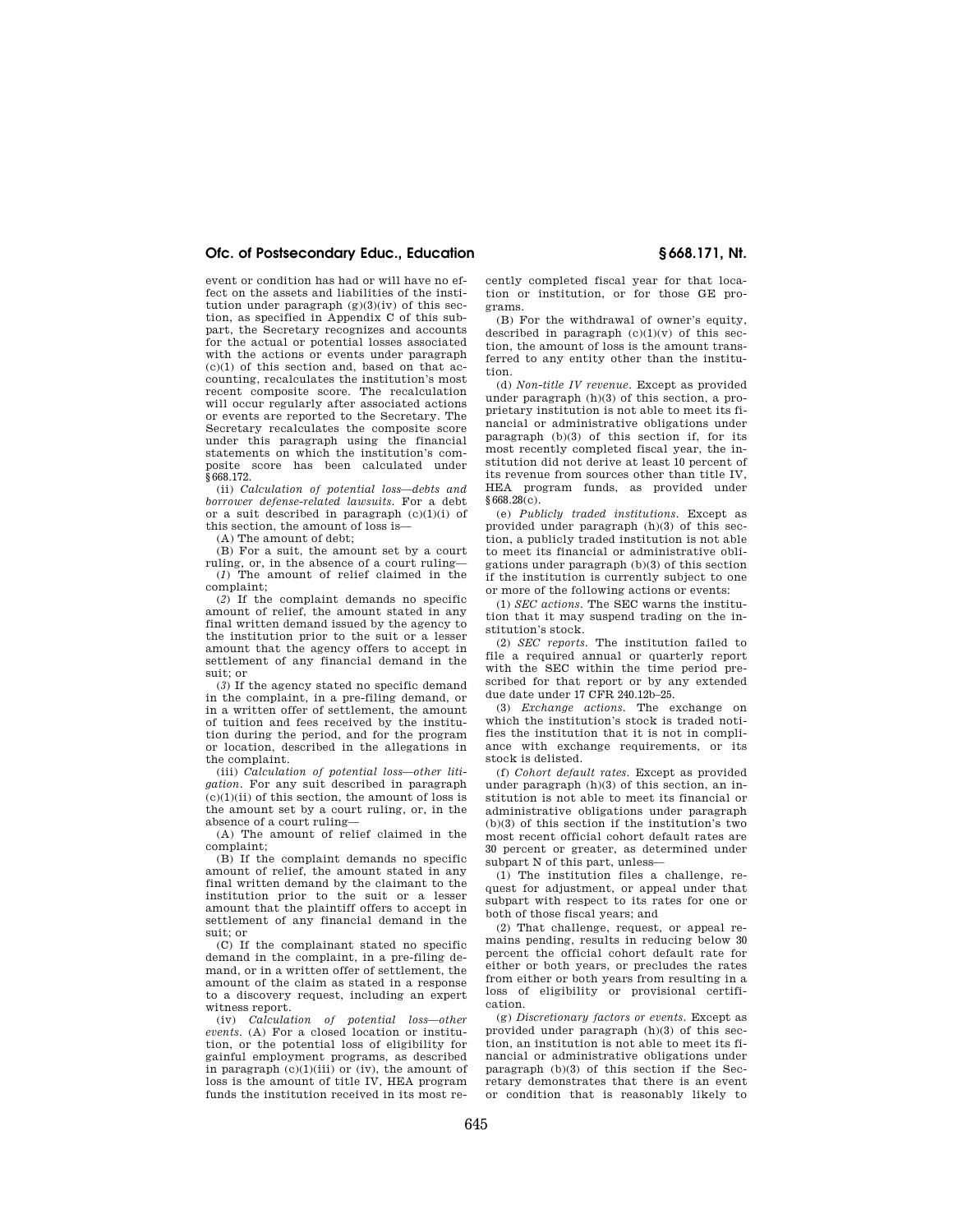event or condition has had or will have no effect on the assets and liabilities of the institution under paragraph (g)(3)(iv) of this section, as specified in Appendix C of this subpart, the Secretary recognizes and accounts for the actual or potential losses associated with the actions or events under paragraph (c)(1) of this section and, based on that accounting, recalculates the institution's most recent composite score. The recalculation will occur regularly after associated actions or events are reported to the Secretary. The Secretary recalculates the composite score under this paragraph using the financial statements on which the institution's composite score has been calculated under §668.172.

(ii) *Calculation of potential loss—debts and borrower defense-related lawsuits.* For a debt or a suit described in paragraph (c)(1)(i) of this section, the amount of loss is—

(A) The amount of debt;

(B) For a suit, the amount set by a court ruling, or, in the absence of a court ruling—

(*1*) The amount of relief claimed in the complaint;

(*2*) If the complaint demands no specific amount of relief, the amount stated in any final written demand issued by the agency to the institution prior to the suit or a lesser amount that the agency offers to accept in settlement of any financial demand in the suit; or

(*3*) If the agency stated no specific demand in the complaint, in a pre-filing demand, or in a written offer of settlement, the amount of tuition and fees received by the institution during the period, and for the program or location, described in the allegations in the complaint.

(iii) *Calculation of potential loss—other litigation.* For any suit described in paragraph (c)(1)(ii) of this section, the amount of loss is the amount set by a court ruling, or, in the absence of a court ruling—

(A) The amount of relief claimed in the complaint;

(B) If the complaint demands no specific amount of relief, the amount stated in any final written demand by the claimant to the institution prior to the suit or a lesser amount that the plaintiff offers to accept in settlement of any financial demand in the suit; or

(C) If the complainant stated no specific demand in the complaint, in a pre-filing demand, or in a written offer of settlement, the amount of the claim as stated in a response to a discovery request, including an expert witness report.

(iv) *Calculation of potential loss—other events.* (A) For a closed location or institution, or the potential loss of eligibility for gainful employment programs, as described in paragraph (c)(1)(iii) or (iv), the amount of loss is the amount of title IV, HEA program funds the institution received in its most recently completed fiscal year for that location or institution, or for those GE programs.

(B) For the withdrawal of owner's equity, described in paragraph (c)(1)(v) of this section, the amount of loss is the amount transferred to any entity other than the institution.

(d) *Non-title IV revenue.* Except as provided under paragraph (h)(3) of this section, a proprietary institution is not able to meet its financial or administrative obligations under paragraph (b)(3) of this section if, for its most recently completed fiscal year, the institution did not derive at least 10 percent of its revenue from sources other than title IV, HEA program funds, as provided under §668.28(c).

(e) *Publicly traded institutions.* Except as provided under paragraph (h)(3) of this section, a publicly traded institution is not able to meet its financial or administrative obligations under paragraph (b)(3) of this section if the institution is currently subject to one or more of the following actions or events:

(1) *SEC actions.* The SEC warns the institution that it may suspend trading on the institution's stock.

(2) *SEC reports.* The institution failed to file a required annual or quarterly report with the SEC within the time period prescribed for that report or by any extended due date under 17 CFR 240.12b–25.

(3) *Exchange actions.* The exchange on which the institution's stock is traded notifies the institution that it is not in compliance with exchange requirements, or its stock is delisted.

(f) *Cohort default rates.* Except as provided under paragraph (h)(3) of this section, an institution is not able to meet its financial or administrative obligations under paragraph (b)(3) of this section if the institution's two most recent official cohort default rates are 30 percent or greater, as determined under subpart N of this part, unless—

(1) The institution files a challenge, request for adjustment, or appeal under that subpart with respect to its rates for one or both of those fiscal years; and

(2) That challenge, request, or appeal remains pending, results in reducing below 30 percent the official cohort default rate for either or both years, or precludes the rates from either or both years from resulting in a loss of eligibility or provisional certification.

(g) *Discretionary factors or events.* Except as provided under paragraph (h)(3) of this section, an institution is not able to meet its financial or administrative obligations under paragraph (b)(3) of this section if the Secretary demonstrates that there is an event or condition that is reasonably likely to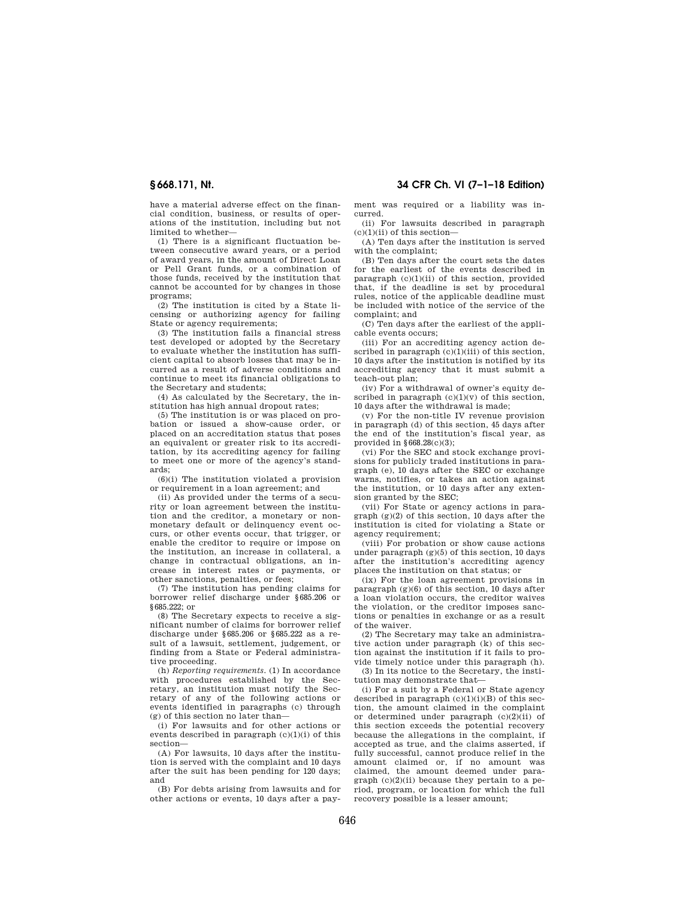have a material adverse effect on the financial condition, business, or results of operations of the institution, including but not limited to whether—

(1) There is a significant fluctuation between consecutive award years, or a period of award years, in the amount of Direct Loan or Pell Grant funds, or a combination of those funds, received by the institution that cannot be accounted for by changes in those programs;

(2) The institution is cited by a State licensing or authorizing agency for failing State or agency requirements;

(3) The institution fails a financial stress test developed or adopted by the Secretary to evaluate whether the institution has sufficient capital to absorb losses that may be incurred as a result of adverse conditions and continue to meet its financial obligations to the Secretary and students;

(4) As calculated by the Secretary, the institution has high annual dropout rates;

(5) The institution is or was placed on probation or issued a show-cause order, or placed on an accreditation status that poses an equivalent or greater risk to its accreditation, by its accrediting agency for failing to meet one or more of the agency's standards;

(6)(i) The institution violated a provision or requirement in a loan agreement; and

(ii) As provided under the terms of a security or loan agreement between the institution and the creditor, a monetary or nonmonetary default or delinquency event occurs, or other events occur, that trigger, or enable the creditor to require or impose on the institution, an increase in collateral, a change in contractual obligations, an increase in interest rates or payments, or other sanctions, penalties, or fees;

(7) The institution has pending claims for borrower relief discharge under §685.206 or §685.222; or

(8) The Secretary expects to receive a significant number of claims for borrower relief discharge under §685.206 or §685.222 as a result of a lawsuit, settlement, judgement, or finding from a State or Federal administrative proceeding.

(h) *Reporting requirements.* (1) In accordance with procedures established by the Secretary, an institution must notify the Secretary of any of the following actions or events identified in paragraphs (c) through (g) of this section no later than—

(i) For lawsuits and for other actions or events described in paragraph (c)(1)(i) of this section—

(A) For lawsuits, 10 days after the institution is served with the complaint and 10 days after the suit has been pending for 120 days; and

(B) For debts arising from lawsuits and for other actions or events, 10 days after a payment was required or a liability was incurred.

(ii) For lawsuits described in paragraph (c)(1)(ii) of this section—

(A) Ten days after the institution is served with the complaint;

(B) Ten days after the court sets the dates for the earliest of the events described in paragraph (c)(1)(ii) of this section, provided that, if the deadline is set by procedural rules, notice of the applicable deadline must be included with notice of the service of the complaint; and

(C) Ten days after the earliest of the applicable events occurs;

(iii) For an accrediting agency action described in paragraph (c)(1)(iii) of this section, 10 days after the institution is notified by its accrediting agency that it must submit a teach-out plan;

(iv) For a withdrawal of owner's equity described in paragraph (c)(1)(v) of this section, 10 days after the withdrawal is made;

(v) For the non-title IV revenue provision in paragraph (d) of this section, 45 days after the end of the institution's fiscal year, as provided in §668.28(c)(3);

(vi) For the SEC and stock exchange provisions for publicly traded institutions in paragraph (e), 10 days after the SEC or exchange warns, notifies, or takes an action against the institution, or 10 days after any extension granted by the SEC;

(vii) For State or agency actions in paragraph (g)(2) of this section, 10 days after the institution is cited for violating a State or agency requirement;

(viii) For probation or show cause actions under paragraph (g)(5) of this section, 10 days after the institution's accrediting agency places the institution on that status; or

(ix) For the loan agreement provisions in paragraph (g)(6) of this section, 10 days after a loan violation occurs, the creditor waives the violation, or the creditor imposes sanctions or penalties in exchange or as a result of the waiver.

(2) The Secretary may take an administrative action under paragraph (k) of this section against the institution if it fails to provide timely notice under this paragraph (h).

(3) In its notice to the Secretary, the institution may demonstrate that—

(i) For a suit by a Federal or State agency described in paragraph (c)(1)(i)(B) of this section, the amount claimed in the complaint or determined under paragraph (c)(2)(ii) of this section exceeds the potential recovery because the allegations in the complaint, if accepted as true, and the claims asserted, if fully successful, cannot produce relief in the amount claimed or, if no amount was claimed, the amount deemed under paragraph (c)(2)(ii) because they pertain to a period, program, or location for which the full recovery possible is a lesser amount;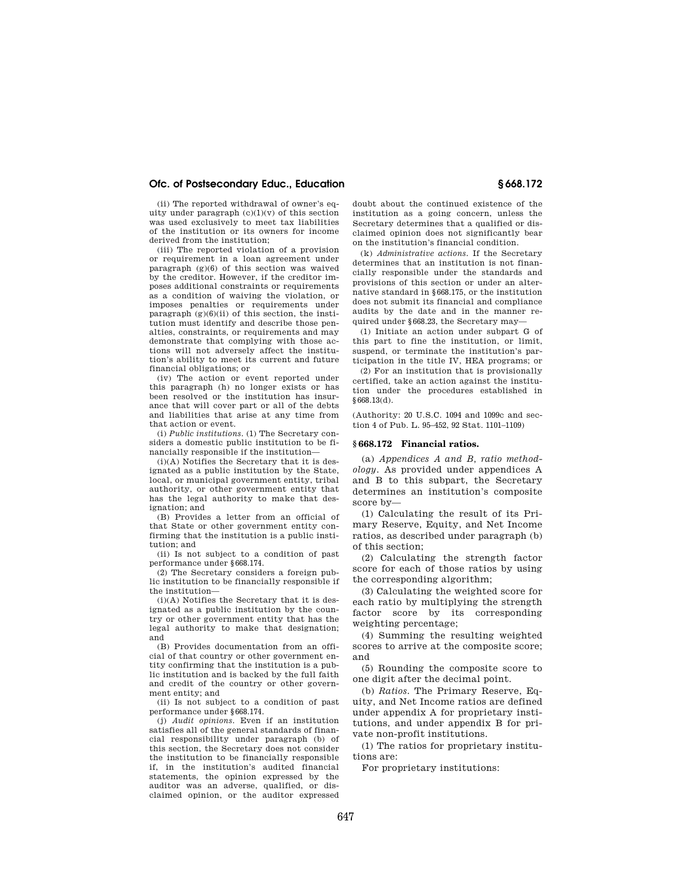(ii) The reported withdrawal of owner's equity under paragraph (c)(1)(v) of this section was used exclusively to meet tax liabilities of the institution or its owners for income derived from the institution;

(iii) The reported violation of a provision or requirement in a loan agreement under paragraph (g)(6) of this section was waived by the creditor. However, if the creditor imposes additional constraints or requirements as a condition of waiving the violation, or imposes penalties or requirements under paragraph (g)(6)(ii) of this section, the institution must identify and describe those penalties, constraints, or requirements and may demonstrate that complying with those actions will not adversely affect the institution's ability to meet its current and future financial obligations; or

(iv) The action or event reported under this paragraph (h) no longer exists or has been resolved or the institution has insurance that will cover part or all of the debts and liabilities that arise at any time from that action or event.

(i) *Public institutions.* (1) The Secretary considers a domestic public institution to be financially responsible if the institution—

(i)(A) Notifies the Secretary that it is designated as a public institution by the State, local, or municipal government entity, tribal authority, or other government entity that has the legal authority to make that designation; and

(B) Provides a letter from an official of that State or other government entity confirming that the institution is a public institution; and

(ii) Is not subject to a condition of past performance under §668.174.

(2) The Secretary considers a foreign public institution to be financially responsible if the institution—

(i)(A) Notifies the Secretary that it is designated as a public institution by the country or other government entity that has the legal authority to make that designation; and

(B) Provides documentation from an official of that country or other government entity confirming that the institution is a public institution and is backed by the full faith and credit of the country or other government entity; and

(ii) Is not subject to a condition of past performance under §668.174.

(j) *Audit opinions.* Even if an institution satisfies all of the general standards of financial responsibility under paragraph (b) of this section, the Secretary does not consider the institution to be financially responsible if, in the institution's audited financial statements, the opinion expressed by the auditor was an adverse, qualified, or disclaimed opinion, or the auditor expressed doubt about the continued existence of the institution as a going concern, unless the Secretary determines that a qualified or disclaimed opinion does not significantly bear on the institution's financial condition.

(k) *Administrative actions.* If the Secretary determines that an institution is not financially responsible under the standards and provisions of this section or under an alternative standard in §668.175, or the institution does not submit its financial and compliance audits by the date and in the manner required under §668.23, the Secretary may—

(1) Initiate an action under subpart G of this part to fine the institution, or limit, suspend, or terminate the institution's participation in the title IV, HEA programs; or

(2) For an institution that is provisionally certified, take an action against the institution under the procedures established in §668.13(d).

(Authority: 20 U.S.C. 1094 and 1099c and section 4 of Pub. L. 95–452, 92 Stat. 1101–1109)

## §668.172 Financial ratios.

(a) *Appendices A and B, ratio methodology.* As provided under appendices A and B to this subpart, the Secretary determines an institution's composite score by—

(1) Calculating the result of its Primary Reserve, Equity, and Net Income ratios, as described under paragraph (b) of this section;

(2) Calculating the strength factor score for each of those ratios by using the corresponding algorithm;

(3) Calculating the weighted score for each ratio by multiplying the strength factor score by its corresponding weighting percentage;

(4) Summing the resulting weighted scores to arrive at the composite score; and

(5) Rounding the composite score to one digit after the decimal point.

(b) *Ratios.* The Primary Reserve, Equity, and Net Income ratios are defined under appendix A for proprietary institutions, and under appendix B for private non-profit institutions.

(1) The ratios for proprietary institutions are:

For proprietary institutions: